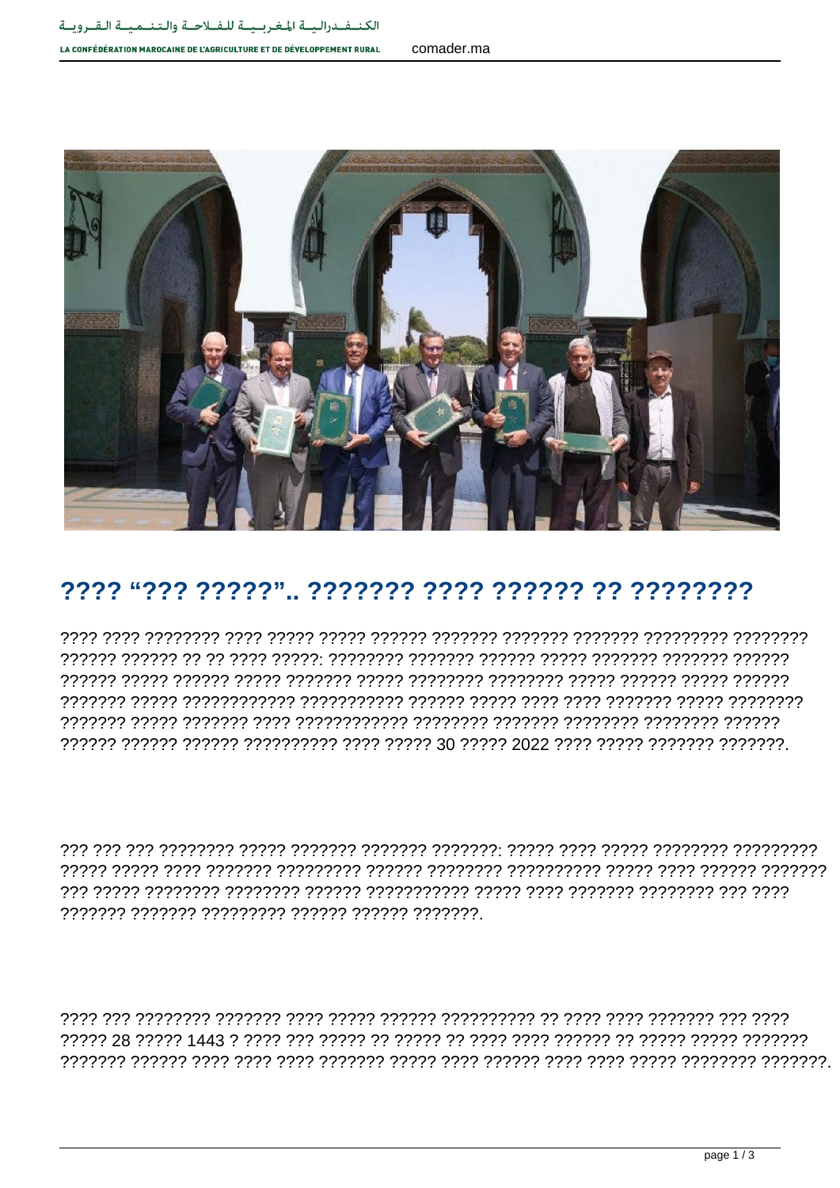# ???? “??? ?????”.. ??????? ???? ?????? ?? ????????

???? ???? ???????? ???? ????? ????? ?????? ??????? ??????? ??????? ????????? ???????? ?????? ?????? ?? ?? ???? ?????: ???????? ??????? ?????? ????? ??????? ??????? ?????? ?????? ????? ?????? ????? ??????? ????? ???????? ???????? ????? ?????? ????? ?????? ??????? ????? ???????????? ??????????? ?????? ????? ???? ???? ??????? ????? ???????? ??????? ????? ??????? ???? ???????????? ???????? ??????? ???????? ???????? ?????? ?????? ?????? ?????? ?????????? ???? ????? 30 ????? 2022 ???? ????? ??????? ???????.

??? ??? ??? ???????? ????? ??????? ??????? ???????: ????? ???? ????? ???????? ????????? ????? ????? ???? ??????? ????????? ?????? ???????? ?????????? ????? ???? ?????? ??????? ??? ????? ???????? ???????? ?????? ??????????? ????? ???? ??????? ???????? ??? ???? ??????? ??????? ????????? ?????? ?????? ???????.

???? ??? ???????? ??????? ???? ????? ?????? ?????????? ?? ???? ???? ??????? ??? ???? ????? 28 ????? 1443 ? ???? ??? ????? ?? ????? ?? ???? ???? ?????? ?? ????? ????? ??????? ??????? ?????? ???? ???? ???? ??????? ????? ???? ?????? ???? ???? ????? ???????? ???????.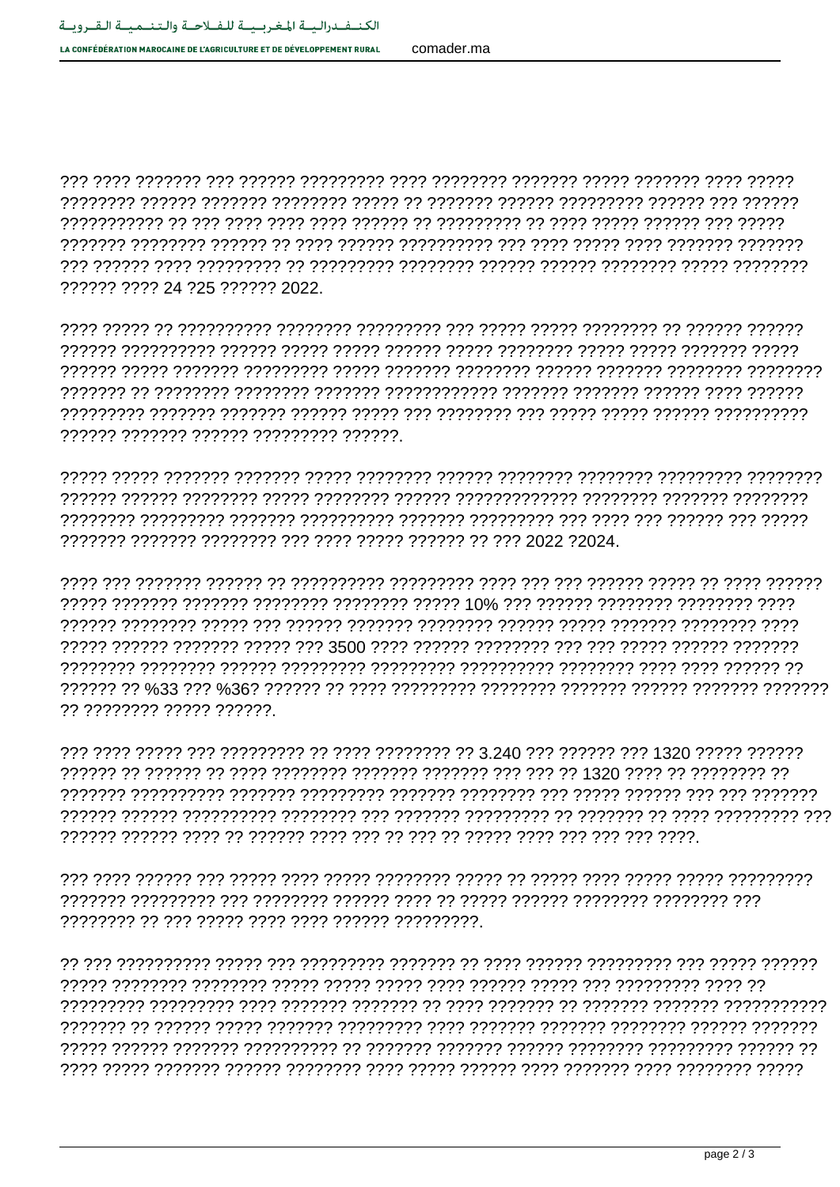??? ???? ??????? ??? ?????? ????????? ???? ???????? ??????? ????? ??????? ???? ????? ???????? ?????? ??????? ???????? ????? ?? ??????? ?????? ????????? ?????? ??? ?????? ??????????? ?? ??? ???? ???? ???? ?????? ?? ????????? ?? ???? ????? ?????? ??? ????? ??????? ???????? ?????? ?? ???? ?????? ?????????? ??? ???? ????? ???? ??????? ??????? ??? ?????? ???? ????????? ?? ????????? ???????? ?????? ?????? ???????? ????? ???????? ?????? ???? 24 ?25 ?????? 2022.

???? ????? ?? ?????????? ???????? ????????? ??? ????? ????? ???????? ?? ?????? ?????? ?????? ?????????? ?????? ????? ????? ?????? ????? ???????? ????? ????? ??????? ????? ?????? ????? ??????? ????????? ????? ??????? ???????? ?????? ??????? ???????? ???????? ??????? ?? ???????? ???????? ??????? ??????????? ??????? ??????? ?????? ???? ?????? ????????? ??????? ??????? ?????? ????? ??? ???????? ??? ????? ????? ?????? ?????????? ?????? ??????? ?????? ????????? ??????.

????? ????? ??????? ??????? ????? ???????? ?????? ???????? ???????? ????????? ???????? ?????? ?????? ???????? ????? ???????? ?????? ????????????? ???????? ??????? ???????? ???????? ????????? ??????? ?????????? ??????? ????????? ??? ???? ??? ?????? ??? ????? ??????? ??????? ???????? ??? ???? ????? ?????? ?? ??? 2022 ?2024.

???? ??? ??????? ?????? ?? ?????????? ????????? ???? ??? ??? ?????? ????? ?? ???? ?????? ????? ??????? ??????? ???????? ???????? ????? 10% ??? ?????? ???????? ???????? ???? ?????? ???????? ????? ??? ?????? ??????? ???????? ?????? ????? ??????? ???????? ???? ????? ?????? ??????? ????? ??? 3500 ???? ?????? ???????? ??? ??? ????? ?????? ??????? ???????? ???????? ?????? ????????? ????????? ?????????? ???????? ???? ???? ?????? ?? ?????? ?? %33 ??? %36? ?????? ?? ???? ????????? ???????? ??????? ?????? ??????? ??????? ?? ???????? ????? ??????.

??? ???? ????? ??? ????????? ?? ???? ???????? ?? 3.240 ??? ?????? ??? 1320 ????? ?????? ?????? ?? ?????? ?? ???? ???????? ??????? ??????? ??? ??? ?? 1320 ???? ?? ???????? ?? ??????? ?????????? ??????? ????????? ??????? ???????? ??? ????? ?????? ??? ??? ??????? ?????? ?????? ?????????? ???????? ??? ??????? ????????? ?? ??????? ?? ???? ????????? ??? ?????? ?????? ???? ?? ?????? ???? ??? ?? ??? ?? ????? ???? ??? ??? ??? ????.

??? ???? ?????? ??? ????? ???? ????? ???????? ????? ?? ????? ???? ????? ????? ????????? ??????? ????????? ??? ???????? ?????? ???? ?? ????? ?????? ???????? ???????? ??? ???????? ?? ??? ????? ???? ???? ?????? ?????????.

?? ??? ?????????? ????? ??? ????????? ??????? ?? ???? ?????? ????????? ??? ????? ?????? ????? ???????? ???????? ????? ????? ????? ???? ?????? ????? ??? ????????? ???? ?? ????????? ????????? ???? ??????? ??????? ?? ???? ??????? ?? ??????? ??????? ??????????? ??????? ?? ?????? ????? ??????? ????????? ???? ??????? ??????? ???????? ?????? ??????? ????? ?????? ??????? ?????????? ?? ??????? ??????? ?????? ???????? ????????? ?????? ?? ???? ????? ??????? ?????? ???????? ???? ????? ?????? ???? ??????? ???? ???????? ?????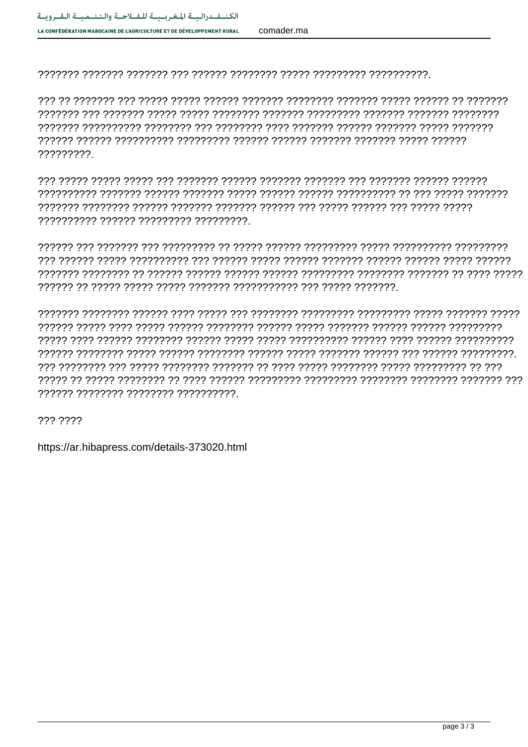??????? ??????? ??????? ??? ?????? ???????? ????? ????????? ??????????.

??? ?? ??????? ??? ????? ????? ?????? ??????? ???????? ??????? ????? ?????? ?? ??????? ??????? ??? ??????? ????? ????? ???????? ??????? ????????? ??????? ??????? ???????? ??????? ?????????? ???????? ??? ???????? ???? ??????? ?????? ??????? ????? ??????? ?????? ?????? ?????????? ????????? ?????? ?????? ??????? ??????? ????? ?????? ?????????.

??? ????? ????? ????? ??? ??????? ?????? ??????? ??????? ??? ??????? ?????? ?????? ?????????? ??????? ?????? ??????? ????? ?????? ?????? ?????????? ?? ??? ????? ??????? ??????? ???????? ?????? ??????? ??????? ?????? ??? ????? ?????? ??? ????? ????? ?????????? ?????? ????????? ?????????.

?????? ??? ??????? ??? ????????? ?? ????? ?????? ????????? ????? ?????????? ????????? ??? ?????? ????? ?????????? ??? ?????? ????? ?????? ??????? ?????? ?????? ????? ?????? ??????? ???????? ?? ?????? ?????? ?????? ?????? ????????? ???????? ??????? ?? ???? ????? ?????? ?? ????? ????? ????? ??????? ?????????? ??? ?????? ???????.

??????? ???????? ?????? ???? ????? ??? ???????? ????????? ????????? ????? ??????? ????? ?????? ????? ???? ????? ?????? ???????? ?????? ????? ??????? ?????? ?????? ????????? ????? ???? ?????? ???????? ?????? ????? ????? ?????????? ?????? ???? ?????? ?????????? ?????? ???????? ????? ?????? ???????? ?????? ????? ??????? ?????? ??? ?????? ?????????. ??? ???????? ??? ????? ???????? ??????? ?? ???? ????? ???????? ????? ????????? ?? ??? ????? ?? ????? ???????? ?? ???? ?????? ????????? ????????? ???????? ???????? ??????? ??? ?????? ???????? ???????? ??????????.

??? ????

https://ar.hibapress.com/details-373020.html